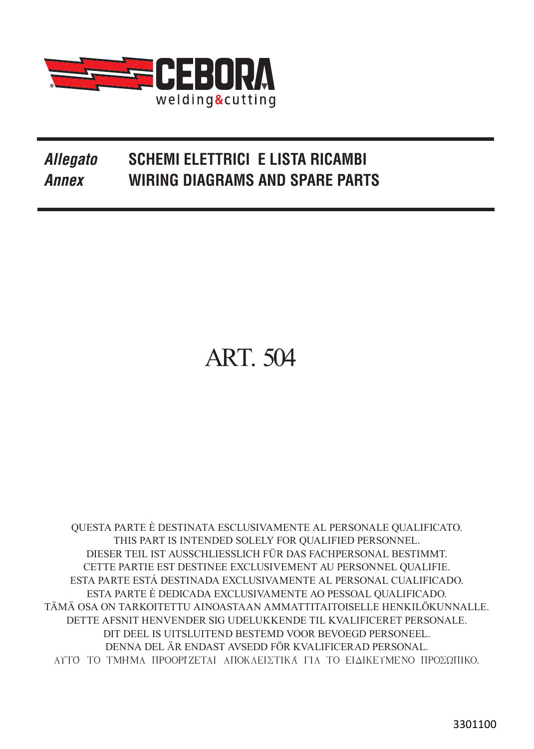CEBORA welding&cutting

## *Allegato* SCHEMI ELETTRICI E LISTA RICAMBI
## *Annex* WIRING DIAGRAMS AND SPARE PARTS

# ART. 504

QUESTA PARTE È DESTINATA ESCLUSIVAMENTE AL PERSONALE QUALIFICATO.
THIS PART IS INTENDED SOLELY FOR QUALIFIED PERSONNEL.
DIESER TEIL IST AUSSCHLIESSLICH FÜR DAS FACHPERSONAL BESTIMMT.
CETTE PARTIE EST DESTINEE EXCLUSIVEMENT AU PERSONNEL QUALIFIE.
ESTA PARTE ESTÁ DESTINADA EXCLUSIVAMENTE AL PERSONAL CUALIFICADO.
ESTA PARTE È DEDICADA EXCLUSIVAMENTE AO PESSOAL QUALIFICADO.
TÄMÄ OSA ON TARKOITETTU AINOASTAAN AMMATTITAITOISELLE HENKILÖKUNNALLE.
DETTE AFSNIT HENVENDER SIG UDELUKKENDE TIL KVALIFICERET PERSONALE.
DIT DEEL IS UITSLUITEND BESTEMD VOOR BEVOEGD PERSONEEL.
DENNA DEL ÄR ENDAST AVSEDD FÖR KVALIFICERAD PERSONAL.
ΑΥΤΌ ΤΟ ΤΜΗΜΑ ΠΡΟΟΡΊΖΕΤΑΙ ΑΠΟΚΛΕΙΣΤΙΚΆ ΓΙΑ ΤΟ ΕΙΔΙΚΕΥΜΈΝΟ ΠΡΟΣΩΠΙΚΌ.

3301100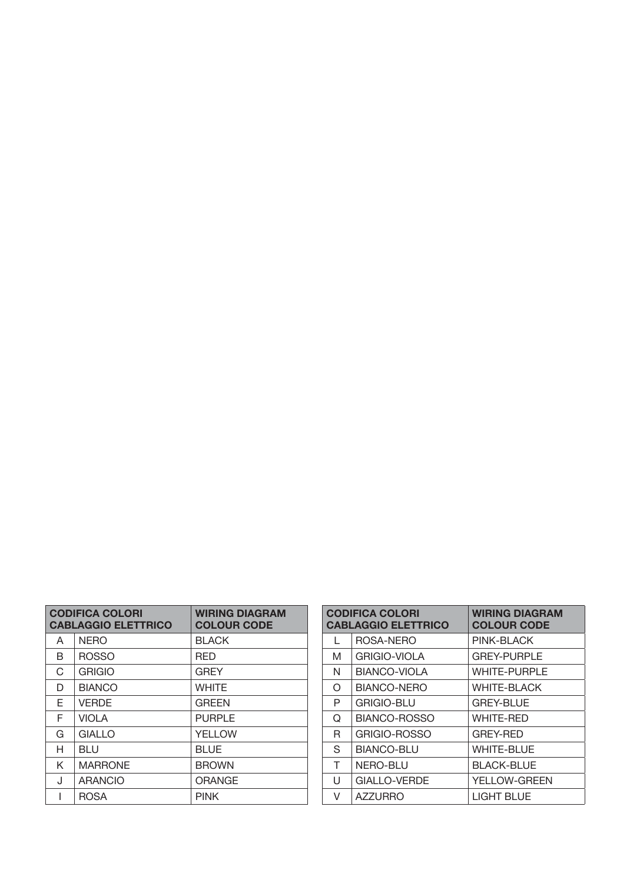| CODIFICA COLORI CABLAGGIO ELETTRICO | | WIRING DIAGRAM COLOUR CODE |
|---|---|---|
| A | NERO | BLACK |
| B | ROSSO | RED |
| C | GRIGIO | GREY |
| D | BIANCO | WHITE |
| E | VERDE | GREEN |
| F | VIOLA | PURPLE |
| G | GIALLO | YELLOW |
| H | BLU | BLUE |
| K | MARRONE | BROWN |
| J | ARANCIO | ORANGE |
| I | ROSA | PINK |

| CODIFICA COLORI CABLAGGIO ELETTRICO | | WIRING DIAGRAM COLOUR CODE |
|---|---|---|
| L | ROSA-NERO | PINK-BLACK |
| M | GRIGIO-VIOLA | GREY-PURPLE |
| N | BIANCO-VIOLA | WHITE-PURPLE |
| O | BIANCO-NERO | WHITE-BLACK |
| P | GRIGIO-BLU | GREY-BLUE |
| Q | BIANCO-ROSSO | WHITE-RED |
| R | GRIGIO-ROSSO | GREY-RED |
| S | BIANCO-BLU | WHITE-BLUE |
| T | NERO-BLU | BLACK-BLUE |
| U | GIALLO-VERDE | YELLOW-GREEN |
| V | AZZURRO | LIGHT BLUE |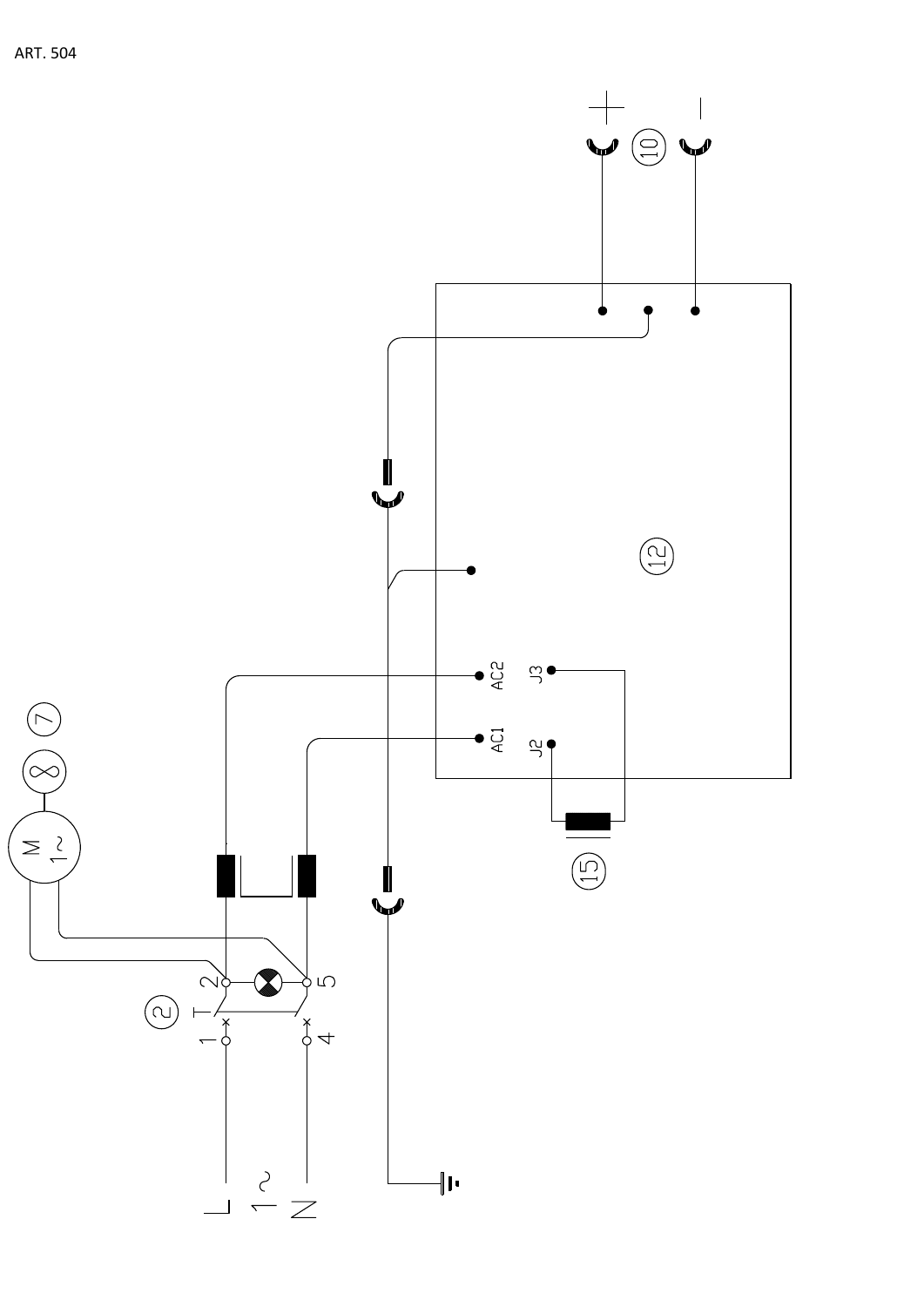ART. 504

+ –

10

12

AC2 J3

AC1 J2

15

M 1~

7

2

T

1 2 5 4

L 1~ N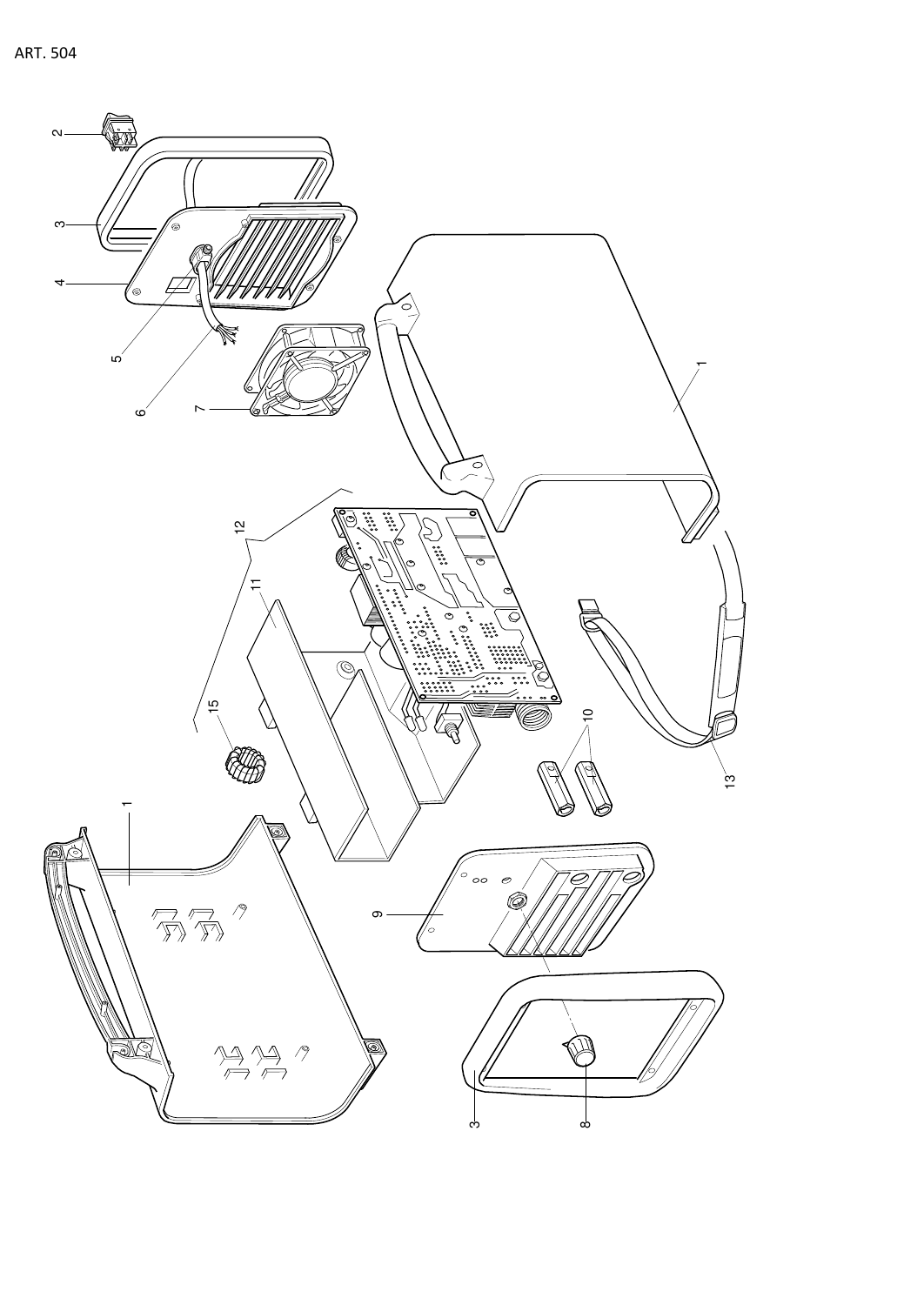ART. 504

2

3

4

5

6

7

1

12

11

15

10

1

13

9

3

8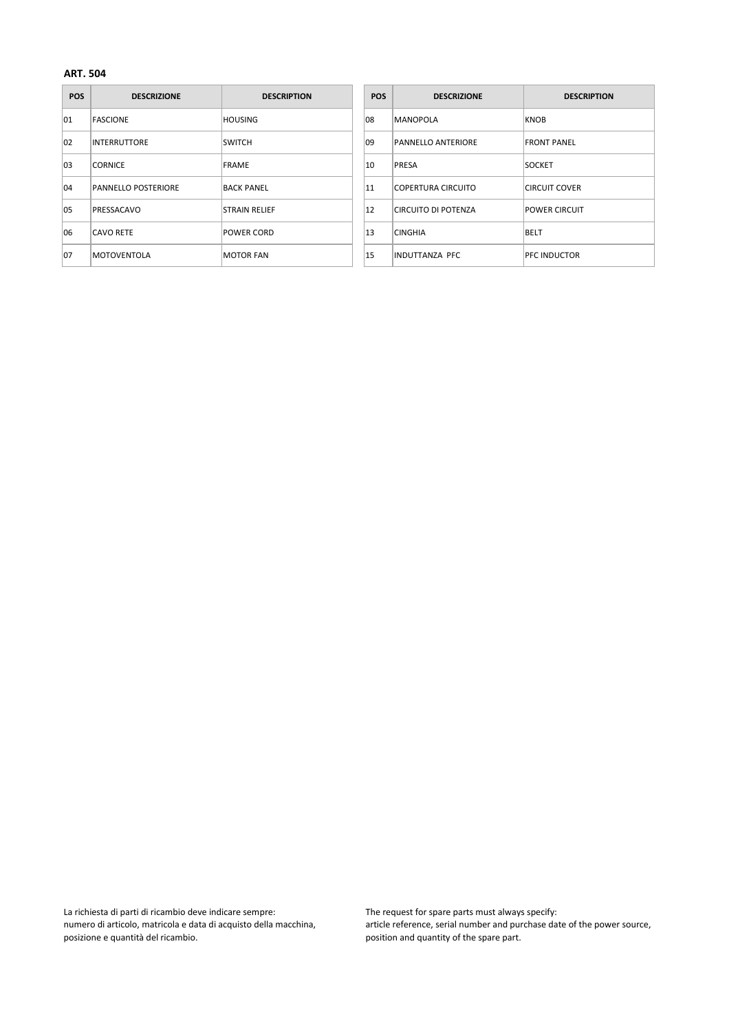**ART. 504**

| POS | DESCRIZIONE | DESCRIPTION |
|---|---|---|
| 01 | FASCIONE | HOUSING |
| 02 | INTERRUTTORE | SWITCH |
| 03 | CORNICE | FRAME |
| 04 | PANNELLO POSTERIORE | BACK PANEL |
| 05 | PRESSACAVO | STRAIN RELIEF |
| 06 | CAVO RETE | POWER CORD |
| 07 | MOTOVENTOLA | MOTOR FAN |

| POS | DESCRIZIONE | DESCRIPTION |
|---|---|---|
| 08 | MANOPOLA | KNOB |
| 09 | PANNELLO ANTERIORE | FRONT PANEL |
| 10 | PRESA | SOCKET |
| 11 | COPERTURA CIRCUITO | CIRCUIT COVER |
| 12 | CIRCUITO DI POTENZA | POWER CIRCUIT |
| 13 | CINGHIA | BELT |
| 15 | INDUTTANZA PFC | PFC INDUCTOR |

La richiesta di parti di ricambio deve indicare sempre:
numero di articolo, matricola e data di acquisto della macchina, posizione e quantità del ricambio.

The request for spare parts must always specify:
article reference, serial number and purchase date of the power source, position and quantity of the spare part.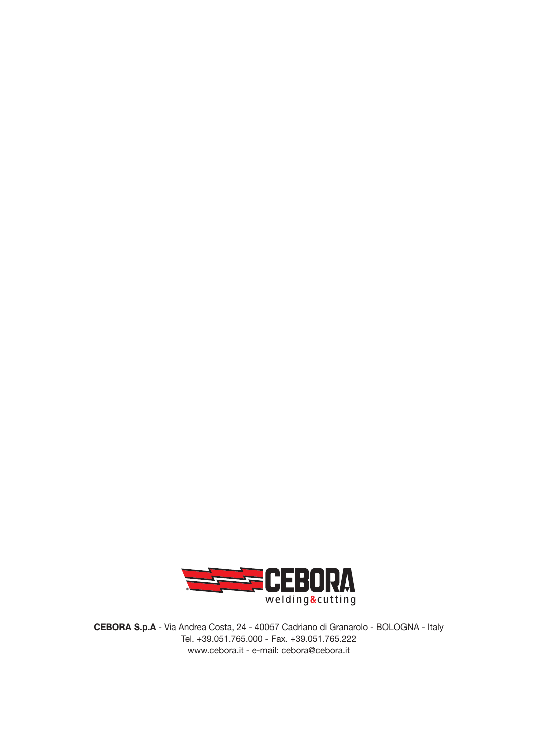CEBORA

welding&cutting

**CEBORA S.p.A** - Via Andrea Costa, 24 - 40057 Cadriano di Granarolo - BOLOGNA - Italy
Tel. +39.051.765.000 - Fax. +39.051.765.222
www.cebora.it - e-mail: cebora@cebora.it